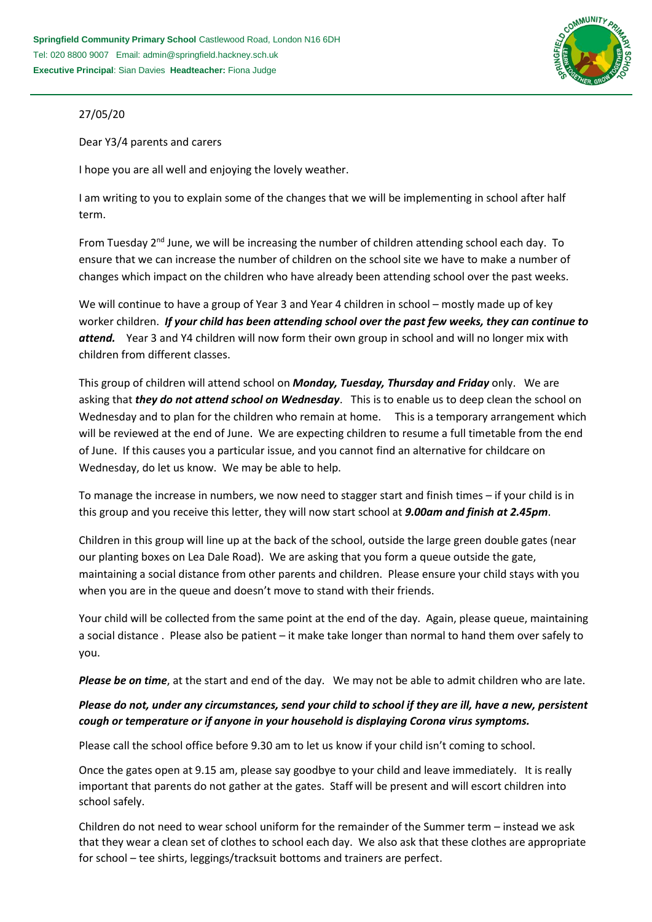**Springfield Community Primary School** Castlewood Road, London N16 6DH
Tel: 020 8800 9007 Email: admin@springfield.hackney.sch.uk
**Executive Principal**: Sian Davies **Headteacher:** Fiona Judge

27/05/20

Dear Y3/4 parents and carers

I hope you are all well and enjoying the lovely weather.

I am writing to you to explain some of the changes that we will be implementing in school after half term.

From Tuesday 2nd June, we will be increasing the number of children attending school each day. To ensure that we can increase the number of children on the school site we have to make a number of changes which impact on the children who have already been attending school over the past weeks.

We will continue to have a group of Year 3 and Year 4 children in school – mostly made up of key worker children. ***If your child has been attending school over the past few weeks, they can continue to attend.*** Year 3 and Y4 children will now form their own group in school and will no longer mix with children from different classes.

This group of children will attend school on ***Monday, Tuesday, Thursday and Friday*** only. We are asking that ***they do not attend school on Wednesday***. This is to enable us to deep clean the school on Wednesday and to plan for the children who remain at home. This is a temporary arrangement which will be reviewed at the end of June. We are expecting children to resume a full timetable from the end of June. If this causes you a particular issue, and you cannot find an alternative for childcare on Wednesday, do let us know. We may be able to help.

To manage the increase in numbers, we now need to stagger start and finish times – if your child is in this group and you receive this letter, they will now start school at ***9.00am and finish at 2.45pm***.

Children in this group will line up at the back of the school, outside the large green double gates (near our planting boxes on Lea Dale Road). We are asking that you form a queue outside the gate, maintaining a social distance from other parents and children. Please ensure your child stays with you when you are in the queue and doesn't move to stand with their friends.

Your child will be collected from the same point at the end of the day. Again, please queue, maintaining a social distance . Please also be patient – it make take longer than normal to hand them over safely to you.

***Please be on time***, at the start and end of the day. We may not be able to admit children who are late.

***Please do not, under any circumstances, send your child to school if they are ill, have a new, persistent cough or temperature or if anyone in your household is displaying Corona virus symptoms.***

Please call the school office before 9.30 am to let us know if your child isn't coming to school.

Once the gates open at 9.15 am, please say goodbye to your child and leave immediately. It is really important that parents do not gather at the gates. Staff will be present and will escort children into school safely.

Children do not need to wear school uniform for the remainder of the Summer term – instead we ask that they wear a clean set of clothes to school each day. We also ask that these clothes are appropriate for school – tee shirts, leggings/tracksuit bottoms and trainers are perfect.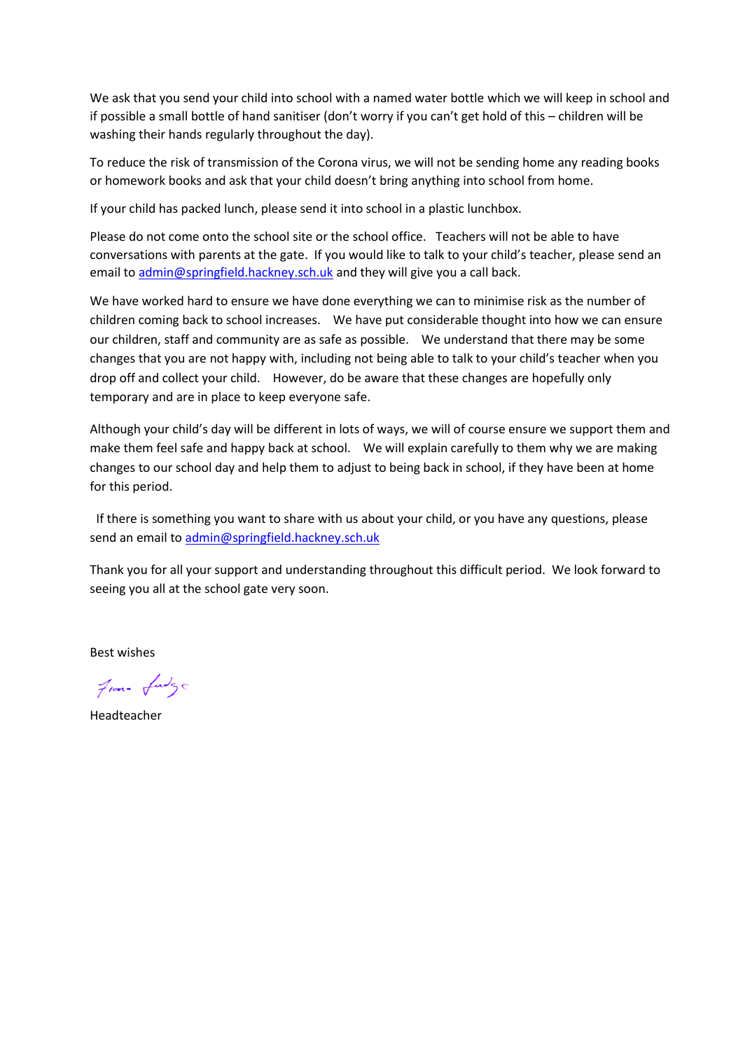We ask that you send your child into school with a named water bottle which we will keep in school and if possible a small bottle of hand sanitiser (don't worry if you can't get hold of this – children will be washing their hands regularly throughout the day).

To reduce the risk of transmission of the Corona virus, we will not be sending home any reading books or homework books and ask that your child doesn't bring anything into school from home.

If your child has packed lunch, please send it into school in a plastic lunchbox.

Please do not come onto the school site or the school office. Teachers will not be able to have conversations with parents at the gate. If you would like to talk to your child's teacher, please send an email to admin@springfield.hackney.sch.uk and they will give you a call back.

We have worked hard to ensure we have done everything we can to minimise risk as the number of children coming back to school increases. We have put considerable thought into how we can ensure our children, staff and community are as safe as possible. We understand that there may be some changes that you are not happy with, including not being able to talk to your child's teacher when you drop off and collect your child. However, do be aware that these changes are hopefully only temporary and are in place to keep everyone safe.

Although your child's day will be different in lots of ways, we will of course ensure we support them and make them feel safe and happy back at school. We will explain carefully to them why we are making changes to our school day and help them to adjust to being back in school, if they have been at home for this period.

If there is something you want to share with us about your child, or you have any questions, please send an email to admin@springfield.hackney.sch.uk

Thank you for all your support and understanding throughout this difficult period. We look forward to seeing you all at the school gate very soon.

Best wishes

Fiona Fudge

Headteacher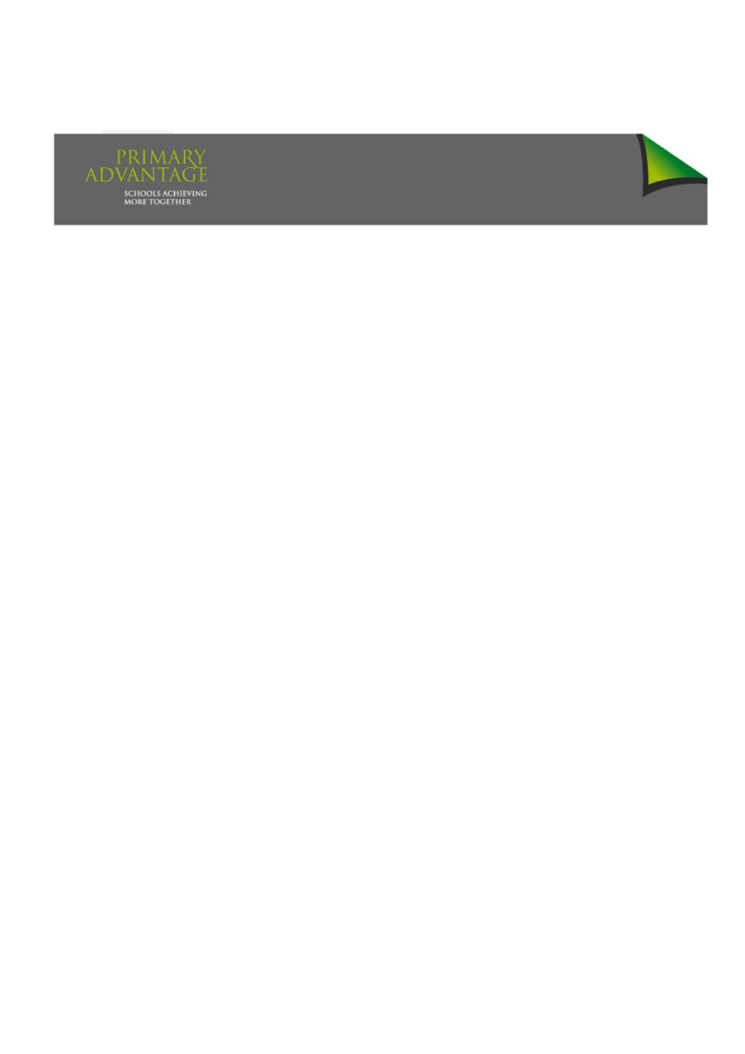PRIMARY ADVANTAGE

SCHOOLS ACHIEVING MORE TOGETHER